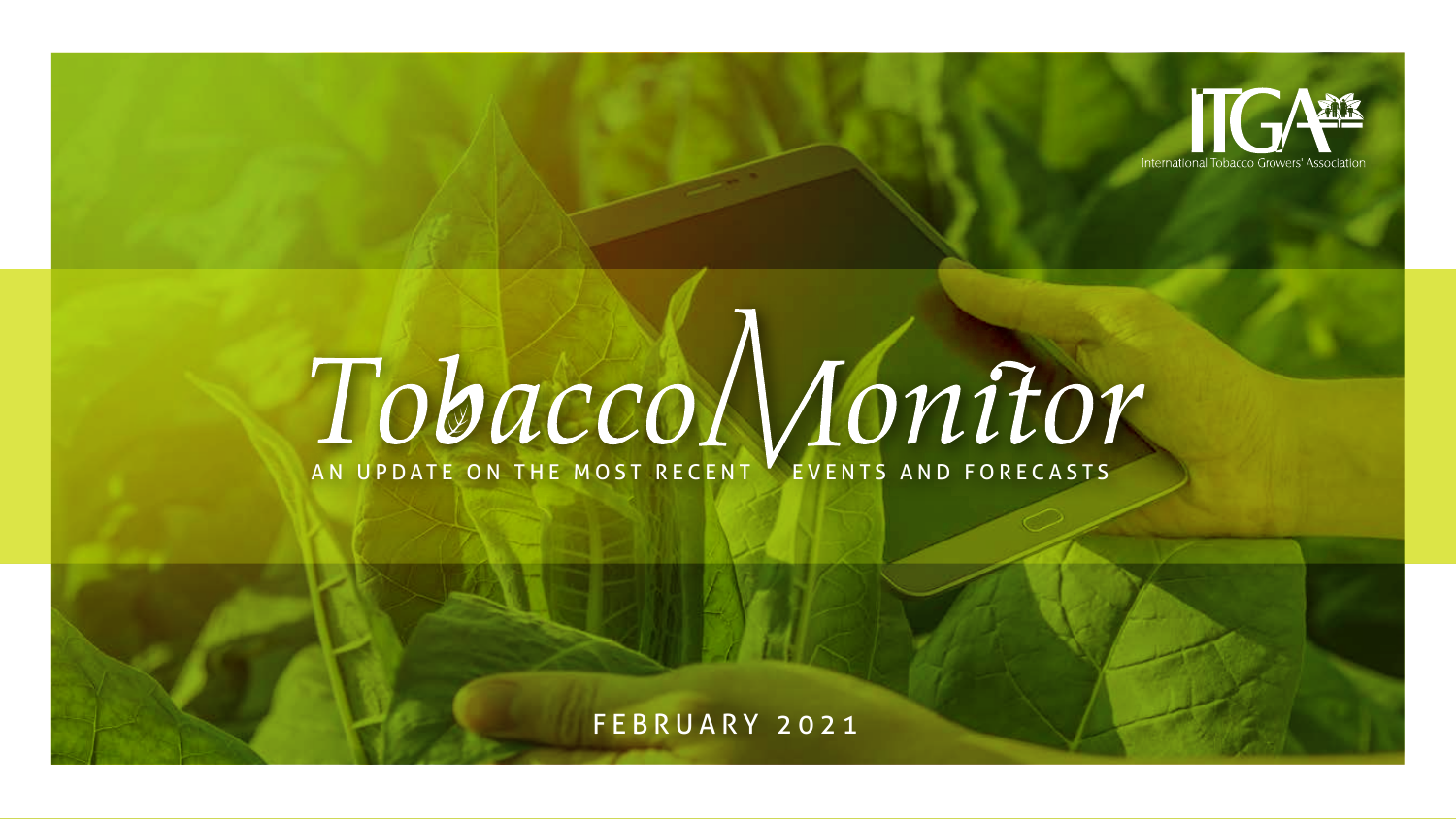ITGA

International Tobacco Growers' Association

# Tobacco Monitor

AN UPDATE ON THE MOST RECENT EVENTS AND FORECASTS

FEBRUARY 2021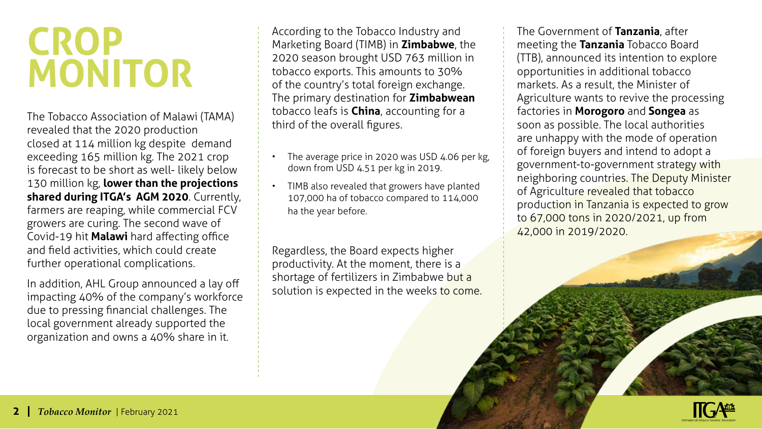# CROP MONITOR

The Tobacco Association of Malawi (TAMA) revealed that the 2020 production closed at 114 million kg despite demand exceeding 165 million kg. The 2021 crop is forecast to be short as well- likely below 130 million kg, **lower than the projections shared during ITGA's AGM 2020**. Currently, farmers are reaping, while commercial FCV growers are curing. The second wave of Covid-19 hit **Malawi** hard affecting office and field activities, which could create further operational complications.

In addition, AHL Group announced a lay off impacting 40% of the company's workforce due to pressing financial challenges. The local government already supported the organization and owns a 40% share in it.

According to the Tobacco Industry and Marketing Board (TIMB) in **Zimbabwe**, the 2020 season brought USD 763 million in tobacco exports. This amounts to 30% of the country's total foreign exchange. The primary destination for **Zimbabwean** tobacco leafs is **China**, accounting for a third of the overall figures.

- The average price in 2020 was USD 4.06 per kg, down from USD 4.51 per kg in 2019.
- TIMB also revealed that growers have planted 107,000 ha of tobacco compared to 114,000 ha the year before.

Regardless, the Board expects higher productivity. At the moment, there is a shortage of fertilizers in Zimbabwe but a solution is expected in the weeks to come.

The Government of **Tanzania**, after meeting the **Tanzania** Tobacco Board (TTB), announced its intention to explore opportunities in additional tobacco markets. As a result, the Minister of Agriculture wants to revive the processing factories in **Morogoro** and **Songea** as soon as possible. The local authorities are unhappy with the mode of operation of foreign buyers and intend to adopt a government-to-government strategy with neighboring countries. The Deputy Minister of Agriculture revealed that tobacco production in Tanzania is expected to grow to 67,000 tons in 2020/2021, up from 42,000 in 2019/2020.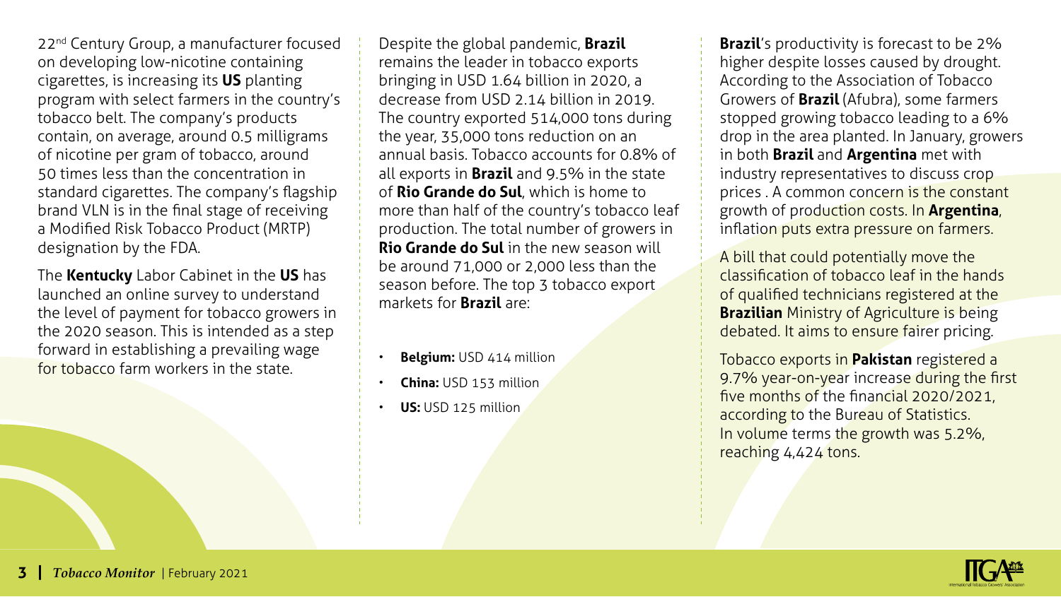22nd Century Group, a manufacturer focused on developing low-nicotine containing cigarettes, is increasing its **US** planting program with select farmers in the country's tobacco belt. The company's products contain, on average, around 0.5 milligrams of nicotine per gram of tobacco, around 50 times less than the concentration in standard cigarettes. The company's flagship brand VLN is in the final stage of receiving a Modified Risk Tobacco Product (MRTP) designation by the FDA.

The **Kentucky** Labor Cabinet in the **US** has launched an online survey to understand the level of payment for tobacco growers in the 2020 season. This is intended as a step forward in establishing a prevailing wage for tobacco farm workers in the state.

Despite the global pandemic, **Brazil** remains the leader in tobacco exports bringing in USD 1.64 billion in 2020, a decrease from USD 2.14 billion in 2019. The country exported 514,000 tons during the year, 35,000 tons reduction on an annual basis. Tobacco accounts for 0.8% of all exports in **Brazil** and 9.5% in the state of **Rio Grande do Sul**, which is home to more than half of the country's tobacco leaf production. The total number of growers in **Rio Grande do Sul** in the new season will be around 71,000 or 2,000 less than the season before. The top 3 tobacco export markets for **Brazil** are:

- **Belgium:** USD 414 million
- **China:** USD 153 million
- **US:** USD 125 million

**Brazil**'s productivity is forecast to be 2% higher despite losses caused by drought. According to the Association of Tobacco Growers of **Brazil** (Afubra), some farmers stopped growing tobacco leading to a 6% drop in the area planted. In January, growers in both **Brazil** and **Argentina** met with industry representatives to discuss crop prices . A common concern is the constant growth of production costs. In **Argentina**, inflation puts extra pressure on farmers.

A bill that could potentially move the classification of tobacco leaf in the hands of qualified technicians registered at the **Brazilian** Ministry of Agriculture is being debated. It aims to ensure fairer pricing.

Tobacco exports in **Pakistan** registered a 9.7% year-on-year increase during the first five months of the financial 2020/2021, according to the Bureau of Statistics. In volume terms the growth was 5.2%, reaching 4,424 tons.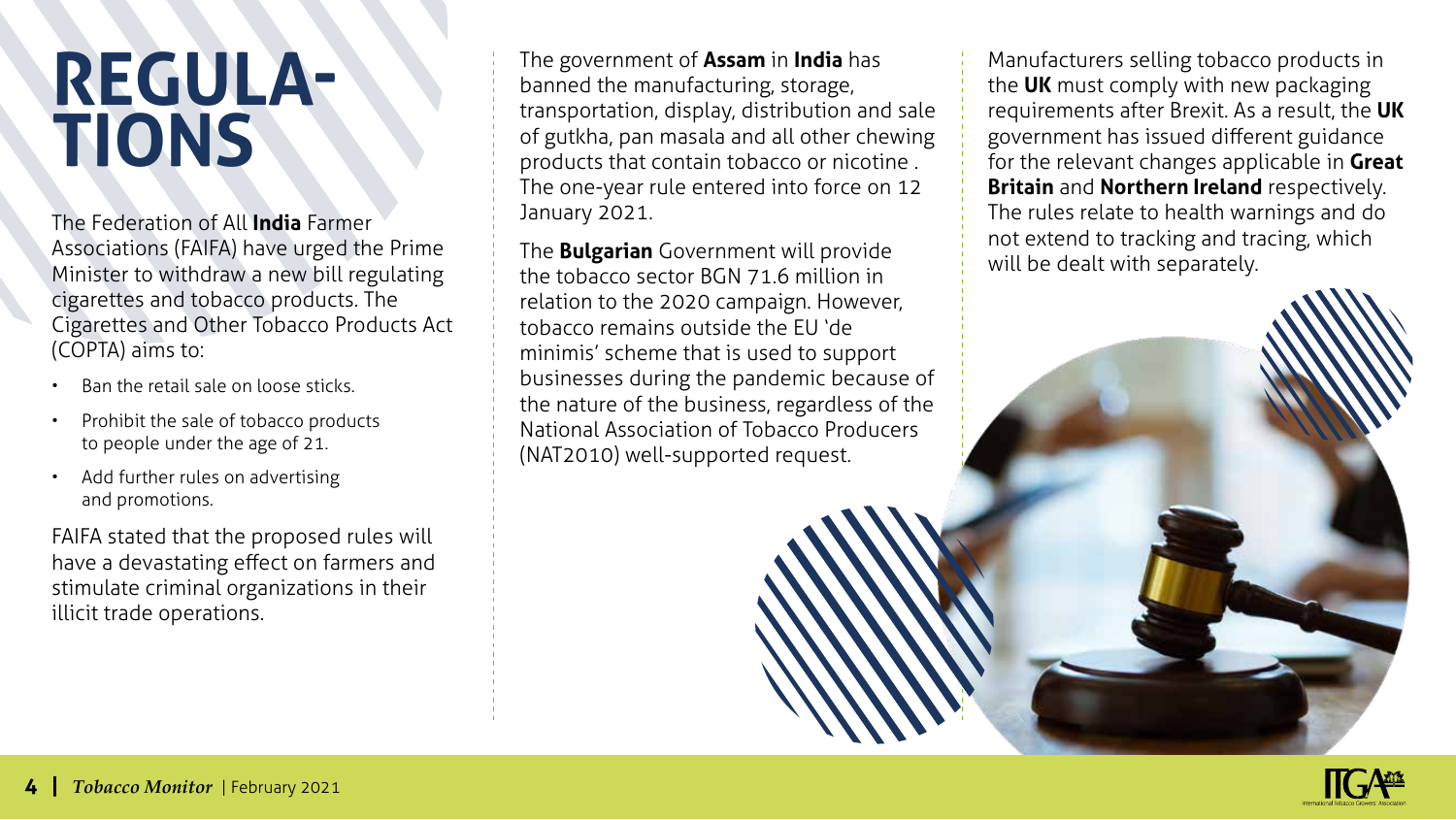# REGULATIONS

The Federation of All **India** Farmer Associations (FAIFA) have urged the Prime Minister to withdraw a new bill regulating cigarettes and tobacco products. The Cigarettes and Other Tobacco Products Act (COPTA) aims to:

- Ban the retail sale on loose sticks.
- Prohibit the sale of tobacco products to people under the age of 21.
- Add further rules on advertising and promotions.

FAIFA stated that the proposed rules will have a devastating effect on farmers and stimulate criminal organizations in their illicit trade operations.

The government of **Assam** in **India** has banned the manufacturing, storage, transportation, display, distribution and sale of gutkha, pan masala and all other chewing products that contain tobacco or nicotine . The one-year rule entered into force on 12 January 2021.

The **Bulgarian** Government will provide the tobacco sector BGN 71.6 million in relation to the 2020 campaign. However, tobacco remains outside the EU 'de minimis' scheme that is used to support businesses during the pandemic because of the nature of the business, regardless of the National Association of Tobacco Producers (NAT2010) well-supported request.

Manufacturers selling tobacco products in the **UK** must comply with new packaging requirements after Brexit. As a result, the **UK** government has issued different guidance for the relevant changes applicable in **Great Britain** and **Northern Ireland** respectively. The rules relate to health warnings and do not extend to tracking and tracing, which will be dealt with separately.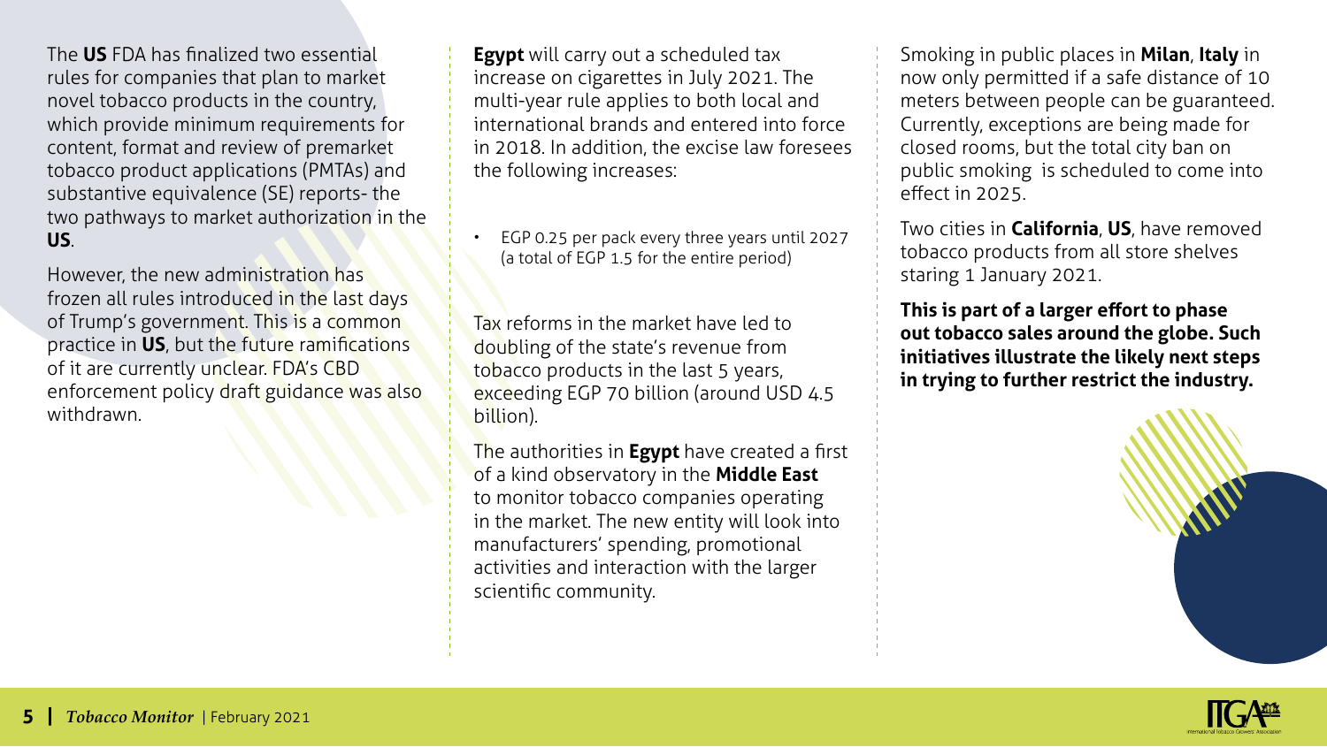The **US** FDA has finalized two essential rules for companies that plan to market novel tobacco products in the country, which provide minimum requirements for content, format and review of premarket tobacco product applications (PMTAs) and substantive equivalence (SE) reports- the two pathways to market authorization in the **US**.

However, the new administration has frozen all rules introduced in the last days of Trump's government. This is a common practice in **US**, but the future ramifications of it are currently unclear. FDA's CBD enforcement policy draft guidance was also withdrawn.

**Egypt** will carry out a scheduled tax increase on cigarettes in July 2021. The multi-year rule applies to both local and international brands and entered into force in 2018. In addition, the excise law foresees the following increases:

- EGP 0.25 per pack every three years until 2027 (a total of EGP 1.5 for the entire period)

Tax reforms in the market have led to doubling of the state's revenue from tobacco products in the last 5 years, exceeding EGP 70 billion (around USD 4.5 billion).

The authorities in **Egypt** have created a first of a kind observatory in the **Middle East** to monitor tobacco companies operating in the market. The new entity will look into manufacturers' spending, promotional activities and interaction with the larger scientific community.

Smoking in public places in **Milan**, **Italy** in now only permitted if a safe distance of 10 meters between people can be guaranteed. Currently, exceptions are being made for closed rooms, but the total city ban on public smoking is scheduled to come into effect in 2025.

Two cities in **California**, **US**, have removed tobacco products from all store shelves staring 1 January 2021.

**This is part of a larger effort to phase out tobacco sales around the globe. Such initiatives illustrate the likely next steps in trying to further restrict the industry.**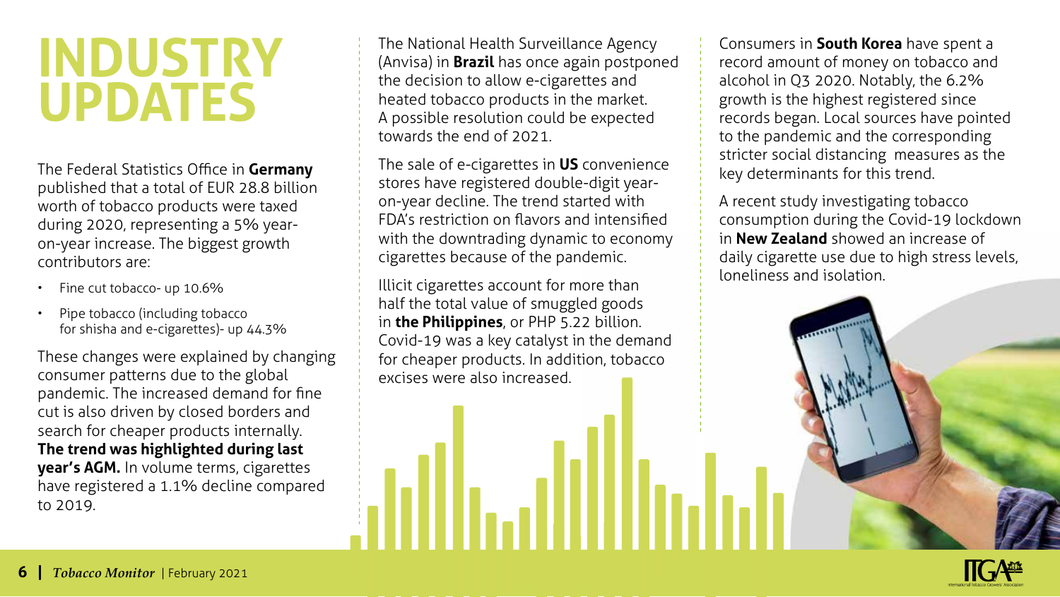# INDUSTRY UPDATES

The Federal Statistics Office in **Germany** published that a total of EUR 28.8 billion worth of tobacco products were taxed during 2020, representing a 5% year-on-year increase. The biggest growth contributors are:

- Fine cut tobacco- up 10.6%
- Pipe tobacco (including tobacco for shisha and e-cigarettes)- up 44.3%

These changes were explained by changing consumer patterns due to the global pandemic. The increased demand for fine cut is also driven by closed borders and search for cheaper products internally. **The trend was highlighted during last year's AGM.** In volume terms, cigarettes have registered a 1.1% decline compared to 2019.

The National Health Surveillance Agency (Anvisa) in **Brazil** has once again postponed the decision to allow e-cigarettes and heated tobacco products in the market. A possible resolution could be expected towards the end of 2021.

The sale of e-cigarettes in **US** convenience stores have registered double-digit year-on-year decline. The trend started with FDA's restriction on flavors and intensified with the downtrading dynamic to economy cigarettes because of the pandemic.

Illicit cigarettes account for more than half the total value of smuggled goods in **the Philippines**, or PHP 5.22 billion. Covid-19 was a key catalyst in the demand for cheaper products. In addition, tobacco excises were also increased.

Consumers in **South Korea** have spent a record amount of money on tobacco and alcohol in Q3 2020. Notably, the 6.2% growth is the highest registered since records began. Local sources have pointed to the pandemic and the corresponding stricter social distancing measures as the key determinants for this trend.

A recent study investigating tobacco consumption during the Covid-19 lockdown in **New Zealand** showed an increase of daily cigarette use due to high stress levels, loneliness and isolation.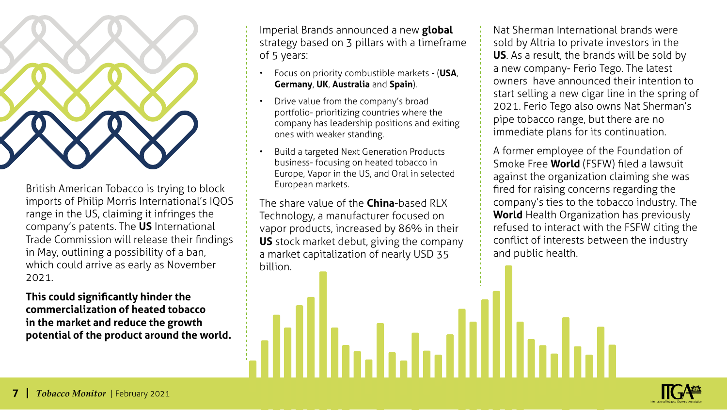British American Tobacco is trying to block imports of Philip Morris International's IQOS range in the US, claiming it infringes the company's patents. The **US** International Trade Commission will release their findings in May, outlining a possibility of a ban, which could arrive as early as November 2021.

**This could significantly hinder the commercialization of heated tobacco in the market and reduce the growth potential of the product around the world.**

Imperial Brands announced a new **global** strategy based on 3 pillars with a timeframe of 5 years:

- Focus on priority combustible markets - (**USA**, **Germany**, **UK**, **Australia** and **Spain**).
- Drive value from the company's broad portfolio- prioritizing countries where the company has leadership positions and exiting ones with weaker standing.
- Build a targeted Next Generation Products business- focusing on heated tobacco in Europe, Vapor in the US, and Oral in selected European markets.

The share value of the **China**-based RLX Technology, a manufacturer focused on vapor products, increased by 86% in their **US** stock market debut, giving the company a market capitalization of nearly USD 35 billion.

Nat Sherman International brands were sold by Altria to private investors in the **US**. As a result, the brands will be sold by a new company- Ferio Tego. The latest owners have announced their intention to start selling a new cigar line in the spring of 2021. Ferio Tego also owns Nat Sherman's pipe tobacco range, but there are no immediate plans for its continuation.

A former employee of the Foundation of Smoke Free **World** (FSFW) filed a lawsuit against the organization claiming she was fired for raising concerns regarding the company's ties to the tobacco industry. The **World** Health Organization has previously refused to interact with the FSFW citing the conflict of interests between the industry and public health.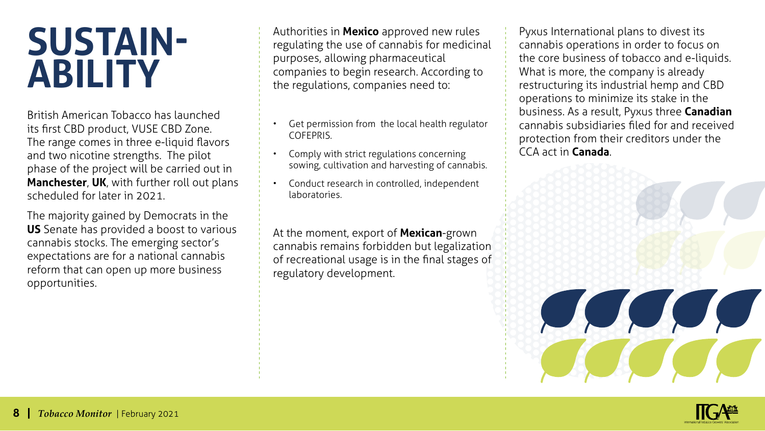# SUSTAINABILITY

British American Tobacco has launched its first CBD product, VUSE CBD Zone. The range comes in three e-liquid flavors and two nicotine strengths. The pilot phase of the project will be carried out in **Manchester**, **UK**, with further roll out plans scheduled for later in 2021.

The majority gained by Democrats in the **US** Senate has provided a boost to various cannabis stocks. The emerging sector's expectations are for a national cannabis reform that can open up more business opportunities.

Authorities in **Mexico** approved new rules regulating the use of cannabis for medicinal purposes, allowing pharmaceutical companies to begin research. According to the regulations, companies need to:

- Get permission from the local health regulator COFEPRIS.
- Comply with strict regulations concerning sowing, cultivation and harvesting of cannabis.
- Conduct research in controlled, independent laboratories.

At the moment, export of **Mexican**-grown cannabis remains forbidden but legalization of recreational usage is in the final stages of regulatory development.

Pyxus International plans to divest its cannabis operations in order to focus on the core business of tobacco and e-liquids. What is more, the company is already restructuring its industrial hemp and CBD operations to minimize its stake in the business. As a result, Pyxus three **Canadian** cannabis subsidiaries filed for and received protection from their creditors under the CCA act in **Canada**.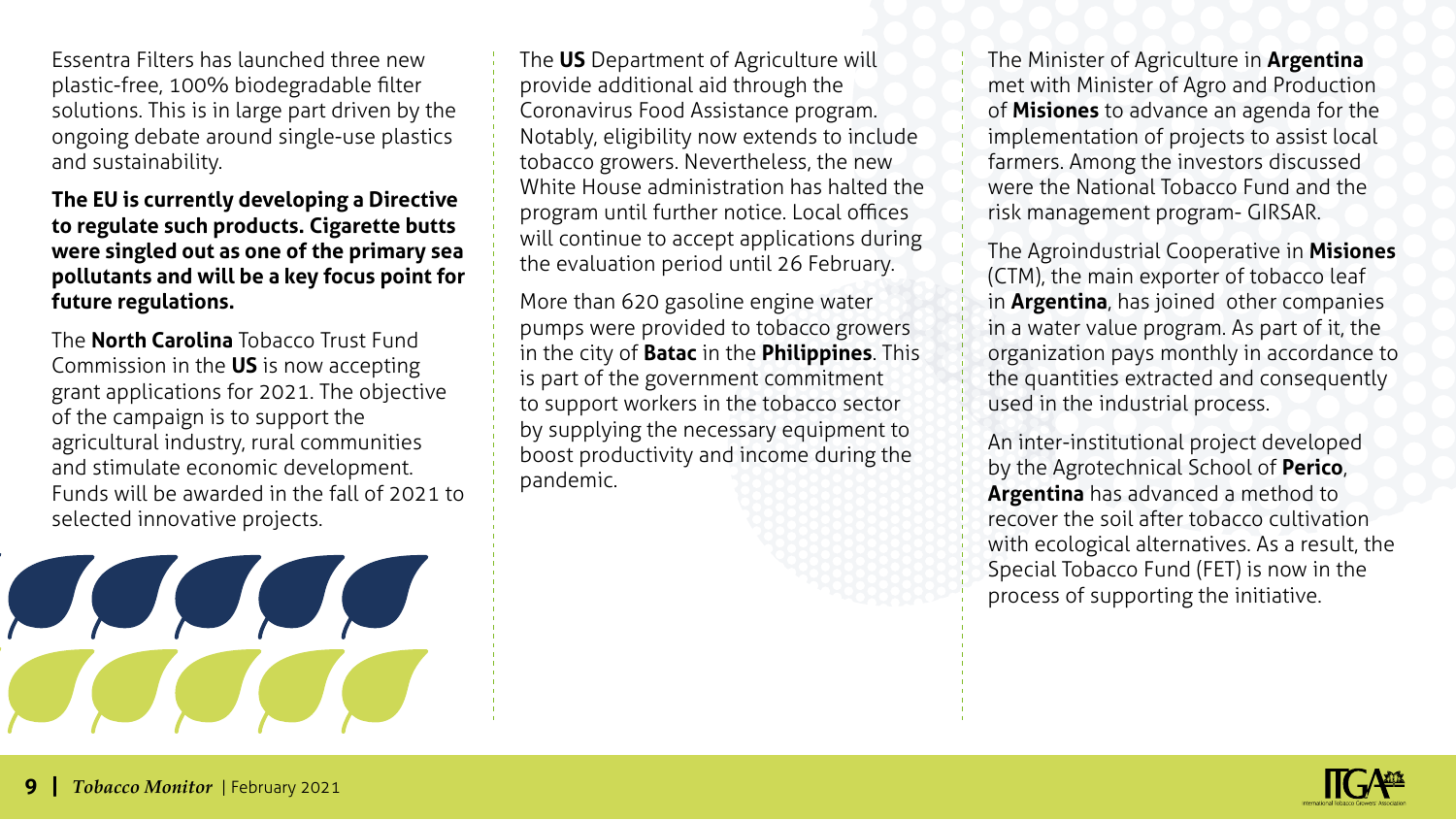Essentra Filters has launched three new plastic-free, 100% biodegradable filter solutions. This is in large part driven by the ongoing debate around single-use plastics and sustainability.

**The EU is currently developing a Directive to regulate such products. Cigarette butts were singled out as one of the primary sea pollutants and will be a key focus point for future regulations.**

The **North Carolina** Tobacco Trust Fund Commission in the **US** is now accepting grant applications for 2021. The objective of the campaign is to support the agricultural industry, rural communities and stimulate economic development. Funds will be awarded in the fall of 2021 to selected innovative projects.

The **US** Department of Agriculture will provide additional aid through the Coronavirus Food Assistance program. Notably, eligibility now extends to include tobacco growers. Nevertheless, the new White House administration has halted the program until further notice. Local offices will continue to accept applications during the evaluation period until 26 February.

More than 620 gasoline engine water pumps were provided to tobacco growers in the city of **Batac** in the **Philippines**. This is part of the government commitment to support workers in the tobacco sector by supplying the necessary equipment to boost productivity and income during the pandemic.

The Minister of Agriculture in **Argentina** met with Minister of Agro and Production of **Misiones** to advance an agenda for the implementation of projects to assist local farmers. Among the investors discussed were the National Tobacco Fund and the risk management program- GIRSAR.

The Agroindustrial Cooperative in **Misiones** (CTM), the main exporter of tobacco leaf in **Argentina**, has joined other companies in a water value program. As part of it, the organization pays monthly in accordance to the quantities extracted and consequently used in the industrial process.

An inter-institutional project developed by the Agrotechnical School of **Perico**, **Argentina** has advanced a method to recover the soil after tobacco cultivation with ecological alternatives. As a result, the Special Tobacco Fund (FET) is now in the process of supporting the initiative.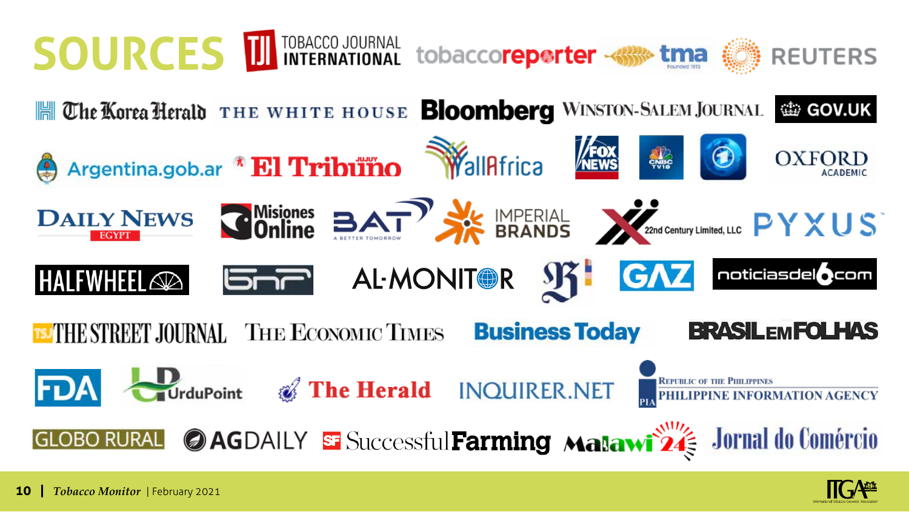# SOURCES

TOBACCO JOURNAL INTERNATIONAL

tobaccoreporter

tma

REUTERS

The Korea Herald

THE WHITE HOUSE

Bloomberg

WINSTON-SALEM JOURNAL

GOV.UK

Argentina.gob.ar

El Tribuno

allAfrica

FOX NEWS

CNBC TV18

OXFORD ACADEMIC

DAILY NEWS EGYPT

Misiones Online

BAT

IMPERIAL BRANDS

22nd Century Limited, LLC

PYXUS

HALFWHEEL

AL-MONITOR

GAZ

noticiasdel6.com

THE STREET JOURNAL

THE ECONOMIC TIMES

Business Today

BRASIL EM FOLHAS

FDA

UrduPoint

The Herald

INQUIRER.NET

REPUBLIC OF THE PHILIPPINES PHILIPPINE INFORMATION AGENCY

GLOBO RURAL

AGDAILY

Successful Farming

Malawi 24

Jornal do Comércio

*Tobacco Monitor* | February 2021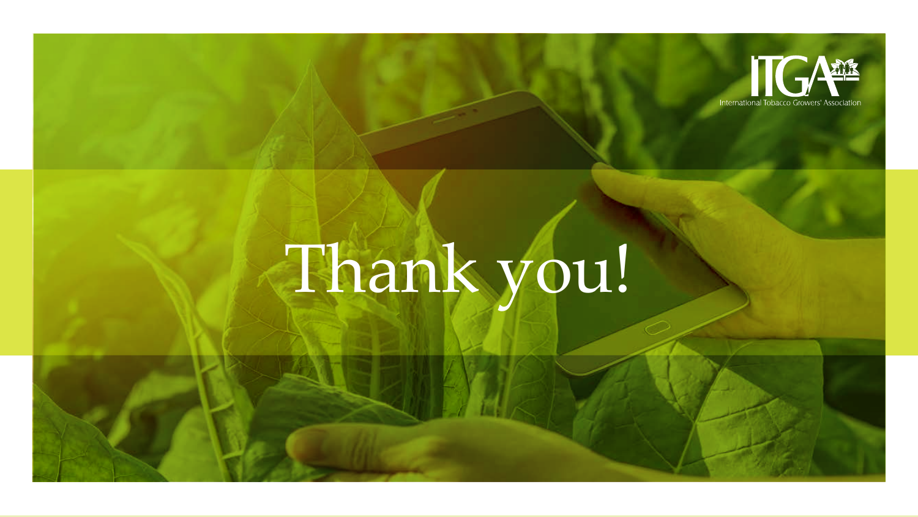ITGA

International Tobacco Growers' Association

# Thank you!